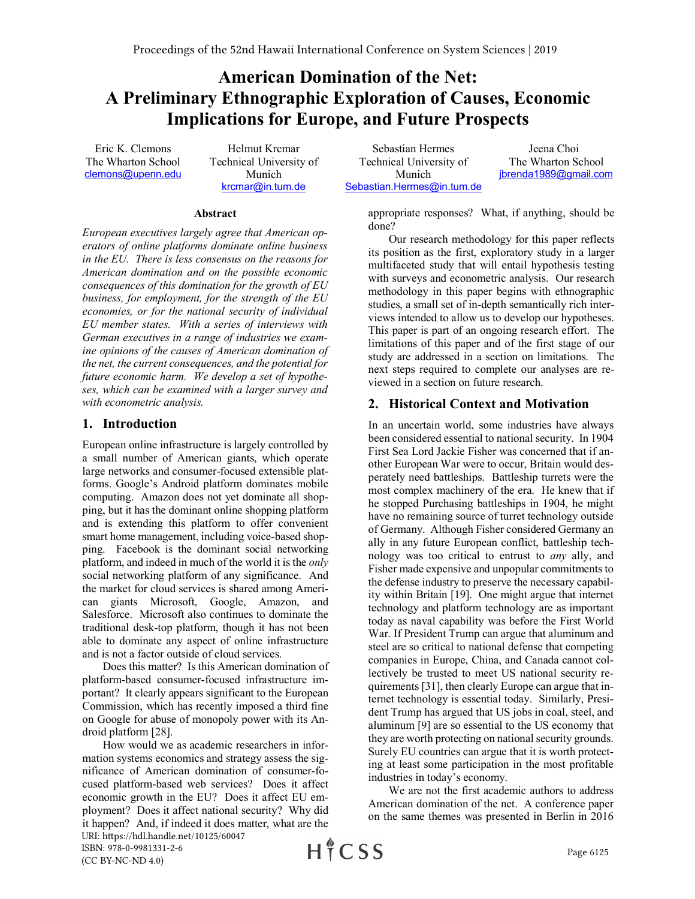# American Domination of the Net: A Preliminary Ethnographic Exploration of Causes, Economic Implications for Europe, and Future Prospects

Eric K. Clemons
The Wharton School
clemons@upenn.edu

Helmut Krcmar
Technical University of Munich
krcmar@in.tum.de

Sebastian Hermes
Technical University of Munich
Sebastian.Hermes@in.tum.de

Jeena Choi
The Wharton School
jbrenda1989@gmail.com

### Abstract

*European executives largely agree that American operators of online platforms dominate online business in the EU. There is less consensus on the reasons for American domination and on the possible economic consequences of this domination for the growth of EU business, for employment, for the strength of the EU economies, or for the national security of individual EU member states. With a series of interviews with German executives in a range of industries we examine opinions of the causes of American domination of the net, the current consequences, and the potential for future economic harm. We develop a set of hypotheses, which can be examined with a larger survey and with econometric analysis.*

## 1. Introduction

European online infrastructure is largely controlled by a small number of American giants, which operate large networks and consumer-focused extensible platforms. Google's Android platform dominates mobile computing. Amazon does not yet dominate all shopping, but it has the dominant online shopping platform and is extending this platform to offer convenient smart home management, including voice-based shopping. Facebook is the dominant social networking platform, and indeed in much of the world it is the *only* social networking platform of any significance. And the market for cloud services is shared among American giants Microsoft, Google, Amazon, and Salesforce. Microsoft also continues to dominate the traditional desk-top platform, though it has not been able to dominate any aspect of online infrastructure and is not a factor outside of cloud services.

Does this matter? Is this American domination of platform-based consumer-focused infrastructure important? It clearly appears significant to the European Commission, which has recently imposed a third fine on Google for abuse of monopoly power with its Android platform [28].

How would we as academic researchers in information systems economics and strategy assess the significance of American domination of consumer-focused platform-based web services? Does it affect economic growth in the EU? Does it affect EU employment? Does it affect national security? Why did it happen? And, if indeed it does matter, what are the appropriate responses? What, if anything, should be done?

Our research methodology for this paper reflects its position as the first, exploratory study in a larger multifaceted study that will entail hypothesis testing with surveys and econometric analysis. Our research methodology in this paper begins with ethnographic studies, a small set of in-depth semantically rich interviews intended to allow us to develop our hypotheses. This paper is part of an ongoing research effort. The limitations of this paper and of the first stage of our study are addressed in a section on limitations. The next steps required to complete our analyses are reviewed in a section on future research.

## 2. Historical Context and Motivation

In an uncertain world, some industries have always been considered essential to national security. In 1904 First Sea Lord Jackie Fisher was concerned that if another European War were to occur, Britain would desperately need battleships. Battleship turrets were the most complex machinery of the era. He knew that if he stopped Purchasing battleships in 1904, he might have no remaining source of turret technology outside of Germany. Although Fisher considered Germany an ally in any future European conflict, battleship technology was too critical to entrust to *any* ally, and Fisher made expensive and unpopular commitments to the defense industry to preserve the necessary capability within Britain [19]. One might argue that internet technology and platform technology are as important today as naval capability was before the First World War. If President Trump can argue that aluminum and steel are so critical to national defense that competing companies in Europe, China, and Canada cannot collectively be trusted to meet US national security requirements [31], then clearly Europe can argue that internet technology is essential today. Similarly, President Trump has argued that US jobs in coal, steel, and aluminum [9] are so essential to the US economy that they are worth protecting on national security grounds. Surely EU countries can argue that it is worth protecting at least some participation in the most profitable industries in today's economy.

We are not the first academic authors to address American domination of the net. A conference paper on the same themes was presented in Berlin in 2016

URI: https://hdl.handle.net/10125/60047
ISBN: 978-0-9981331-2-6
(CC BY-NC-ND 4.0)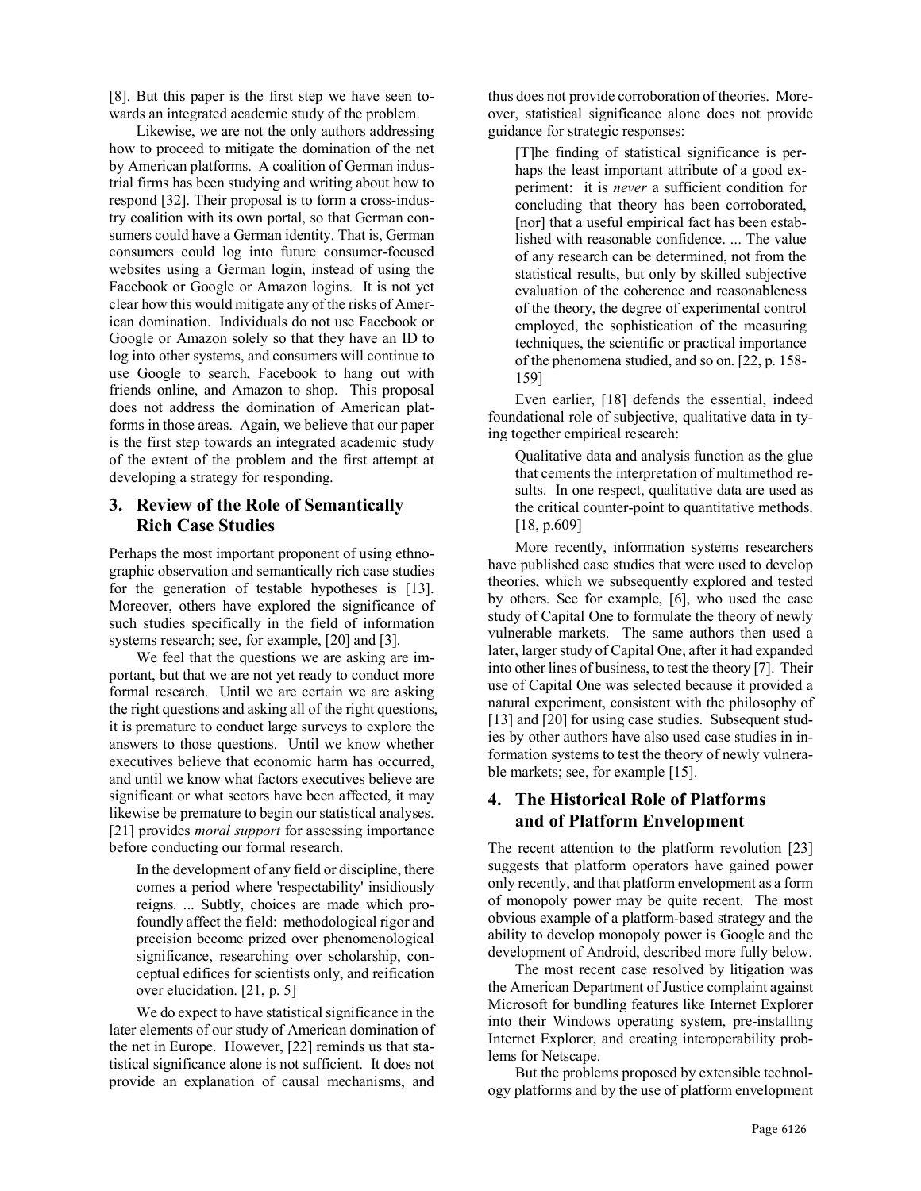[8]. But this paper is the first step we have seen towards an integrated academic study of the problem.

Likewise, we are not the only authors addressing how to proceed to mitigate the domination of the net by American platforms. A coalition of German industrial firms has been studying and writing about how to respond [32]. Their proposal is to form a cross-industry coalition with its own portal, so that German consumers could have a German identity. That is, German consumers could log into future consumer-focused websites using a German login, instead of using the Facebook or Google or Amazon logins. It is not yet clear how this would mitigate any of the risks of American domination. Individuals do not use Facebook or Google or Amazon solely so that they have an ID to log into other systems, and consumers will continue to use Google to search, Facebook to hang out with friends online, and Amazon to shop. This proposal does not address the domination of American platforms in those areas. Again, we believe that our paper is the first step towards an integrated academic study of the extent of the problem and the first attempt at developing a strategy for responding.

## 3. Review of the Role of Semantically Rich Case Studies

Perhaps the most important proponent of using ethnographic observation and semantically rich case studies for the generation of testable hypotheses is [13]. Moreover, others have explored the significance of such studies specifically in the field of information systems research; see, for example, [20] and [3].

We feel that the questions we are asking are important, but that we are not yet ready to conduct more formal research. Until we are certain we are asking the right questions and asking all of the right questions, it is premature to conduct large surveys to explore the answers to those questions. Until we know whether executives believe that economic harm has occurred, and until we know what factors executives believe are significant or what sectors have been affected, it may likewise be premature to begin our statistical analyses. [21] provides *moral support* for assessing importance before conducting our formal research.

> In the development of any field or discipline, there comes a period where 'respectability' insidiously reigns. ... Subtly, choices are made which profoundly affect the field: methodological rigor and precision become prized over phenomenological significance, researching over scholarship, conceptual edifices for scientists only, and reification over elucidation. [21, p. 5]

We do expect to have statistical significance in the later elements of our study of American domination of the net in Europe. However, [22] reminds us that statistical significance alone is not sufficient. It does not provide an explanation of causal mechanisms, and thus does not provide corroboration of theories. Moreover, statistical significance alone does not provide guidance for strategic responses:

> [T]he finding of statistical significance is perhaps the least important attribute of a good experiment: it is *never* a sufficient condition for concluding that theory has been corroborated, [nor] that a useful empirical fact has been established with reasonable confidence. ... The value of any research can be determined, not from the statistical results, but only by skilled subjective evaluation of the coherence and reasonableness of the theory, the degree of experimental control employed, the sophistication of the measuring techniques, the scientific or practical importance of the phenomena studied, and so on. [22, p. 158-159]

Even earlier, [18] defends the essential, indeed foundational role of subjective, qualitative data in tying together empirical research:

> Qualitative data and analysis function as the glue that cements the interpretation of multimethod results. In one respect, qualitative data are used as the critical counter-point to quantitative methods. [18, p.609]

More recently, information systems researchers have published case studies that were used to develop theories, which we subsequently explored and tested by others. See for example, [6], who used the case study of Capital One to formulate the theory of newly vulnerable markets. The same authors then used a later, larger study of Capital One, after it had expanded into other lines of business, to test the theory [7]. Their use of Capital One was selected because it provided a natural experiment, consistent with the philosophy of [13] and [20] for using case studies. Subsequent studies by other authors have also used case studies in information systems to test the theory of newly vulnerable markets; see, for example [15].

## 4. The Historical Role of Platforms and of Platform Envelopment

The recent attention to the platform revolution [23] suggests that platform operators have gained power only recently, and that platform envelopment as a form of monopoly power may be quite recent. The most obvious example of a platform-based strategy and the ability to develop monopoly power is Google and the development of Android, described more fully below.

The most recent case resolved by litigation was the American Department of Justice complaint against Microsoft for bundling features like Internet Explorer into their Windows operating system, pre-installing Internet Explorer, and creating interoperability problems for Netscape.

But the problems proposed by extensible technology platforms and by the use of platform envelopment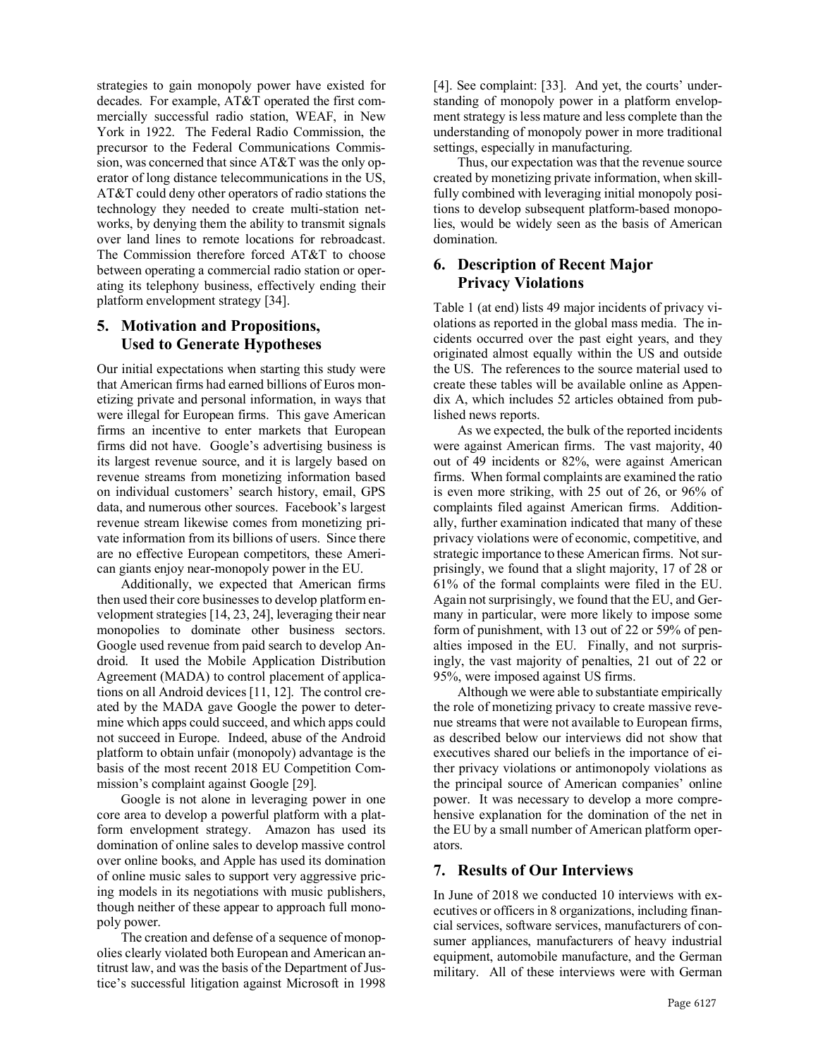strategies to gain monopoly power have existed for decades. For example, AT&T operated the first commercially successful radio station, WEAF, in New York in 1922. The Federal Radio Commission, the precursor to the Federal Communications Commission, was concerned that since AT&T was the only operator of long distance telecommunications in the US, AT&T could deny other operators of radio stations the technology they needed to create multi-station networks, by denying them the ability to transmit signals over land lines to remote locations for rebroadcast. The Commission therefore forced AT&T to choose between operating a commercial radio station or operating its telephony business, effectively ending their platform envelopment strategy [34].

## 5. Motivation and Propositions, Used to Generate Hypotheses

Our initial expectations when starting this study were that American firms had earned billions of Euros monetizing private and personal information, in ways that were illegal for European firms. This gave American firms an incentive to enter markets that European firms did not have. Google's advertising business is its largest revenue source, and it is largely based on revenue streams from monetizing information based on individual customers' search history, email, GPS data, and numerous other sources. Facebook's largest revenue stream likewise comes from monetizing private information from its billions of users. Since there are no effective European competitors, these American giants enjoy near-monopoly power in the EU.

Additionally, we expected that American firms then used their core businesses to develop platform envelopment strategies [14, 23, 24], leveraging their near monopolies to dominate other business sectors. Google used revenue from paid search to develop Android. It used the Mobile Application Distribution Agreement (MADA) to control placement of applications on all Android devices [11, 12]. The control created by the MADA gave Google the power to determine which apps could succeed, and which apps could not succeed in Europe. Indeed, abuse of the Android platform to obtain unfair (monopoly) advantage is the basis of the most recent 2018 EU Competition Commission's complaint against Google [29].

Google is not alone in leveraging power in one core area to develop a powerful platform with a platform envelopment strategy. Amazon has used its domination of online sales to develop massive control over online books, and Apple has used its domination of online music sales to support very aggressive pricing models in its negotiations with music publishers, though neither of these appear to approach full monopoly power.

The creation and defense of a sequence of monopolies clearly violated both European and American antitrust law, and was the basis of the Department of Justice's successful litigation against Microsoft in 1998 [4]. See complaint: [33]. And yet, the courts' understanding of monopoly power in a platform envelopment strategy is less mature and less complete than the understanding of monopoly power in more traditional settings, especially in manufacturing.

Thus, our expectation was that the revenue source created by monetizing private information, when skillfully combined with leveraging initial monopoly positions to develop subsequent platform-based monopolies, would be widely seen as the basis of American domination.

## 6. Description of Recent Major Privacy Violations

Table 1 (at end) lists 49 major incidents of privacy violations as reported in the global mass media. The incidents occurred over the past eight years, and they originated almost equally within the US and outside the US. The references to the source material used to create these tables will be available online as Appendix A, which includes 52 articles obtained from published news reports.

As we expected, the bulk of the reported incidents were against American firms. The vast majority, 40 out of 49 incidents or 82%, were against American firms. When formal complaints are examined the ratio is even more striking, with 25 out of 26, or 96% of complaints filed against American firms. Additionally, further examination indicated that many of these privacy violations were of economic, competitive, and strategic importance to these American firms. Not surprisingly, we found that a slight majority, 17 of 28 or 61% of the formal complaints were filed in the EU. Again not surprisingly, we found that the EU, and Germany in particular, were more likely to impose some form of punishment, with 13 out of 22 or 59% of penalties imposed in the EU. Finally, and not surprisingly, the vast majority of penalties, 21 out of 22 or 95%, were imposed against US firms.

Although we were able to substantiate empirically the role of monetizing privacy to create massive revenue streams that were not available to European firms, as described below our interviews did not show that executives shared our beliefs in the importance of either privacy violations or antimonopoly violations as the principal source of American companies' online power. It was necessary to develop a more comprehensive explanation for the domination of the net in the EU by a small number of American platform operators.

## 7. Results of Our Interviews

In June of 2018 we conducted 10 interviews with executives or officers in 8 organizations, including financial services, software services, manufacturers of consumer appliances, manufacturers of heavy industrial equipment, automobile manufacture, and the German military. All of these interviews were with German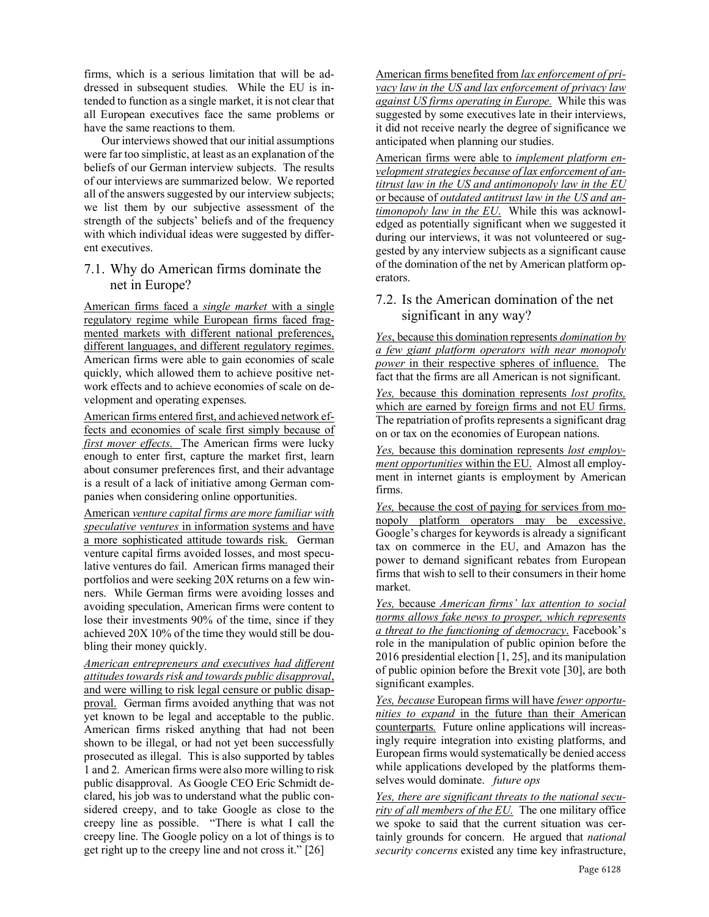firms, which is a serious limitation that will be addressed in subsequent studies. While the EU is intended to function as a single market, it is not clear that all European executives face the same problems or have the same reactions to them.

Our interviews showed that our initial assumptions were far too simplistic, at least as an explanation of the beliefs of our German interview subjects. The results of our interviews are summarized below. We reported all of the answers suggested by our interview subjects; we list them by our subjective assessment of the strength of the subjects' beliefs and of the frequency with which individual ideas were suggested by different executives.

## 7.1. Why do American firms dominate the net in Europe?

American firms faced a *single market* with a single regulatory regime while European firms faced fragmented markets with different national preferences, different languages, and different regulatory regimes. American firms were able to gain economies of scale quickly, which allowed them to achieve positive network effects and to achieve economies of scale on development and operating expenses.

American firms entered first, and achieved network effects and economies of scale first simply because of *first mover effects.* The American firms were lucky enough to enter first, capture the market first, learn about consumer preferences first, and their advantage is a result of a lack of initiative among German companies when considering online opportunities.

American *venture capital firms are more familiar with speculative ventures* in information systems and have a more sophisticated attitude towards risk. German venture capital firms avoided losses, and most speculative ventures do fail. American firms managed their portfolios and were seeking 20X returns on a few winners. While German firms were avoiding losses and avoiding speculation, American firms were content to lose their investments 90% of the time, since if they achieved 20X 10% of the time they would still be doubling their money quickly.

*American entrepreneurs and executives had different attitudes towards risk and towards public disapproval*, and were willing to risk legal censure or public disapproval. German firms avoided anything that was not yet known to be legal and acceptable to the public. American firms risked anything that had not been shown to be illegal, or had not yet been successfully prosecuted as illegal. This is also supported by tables 1 and 2. American firms were also more willing to risk public disapproval. As Google CEO Eric Schmidt declared, his job was to understand what the public considered creepy, and to take Google as close to the creepy line as possible. "There is what I call the creepy line. The Google policy on a lot of things is to get right up to the creepy line and not cross it." [26]

American firms benefited from *lax enforcement of privacy law in the US and lax enforcement of privacy law against US firms operating in Europe.* While this was suggested by some executives late in their interviews, it did not receive nearly the degree of significance we anticipated when planning our studies.

American firms were able to *implement platform envelopment strategies because of lax enforcement of antitrust law in the US and antimonopoly law in the EU* or because of *outdated antitrust law in the US and antimonopoly law in the EU.* While this was acknowledged as potentially significant when we suggested it during our interviews, it was not volunteered or suggested by any interview subjects as a significant cause of the domination of the net by American platform operators.

## 7.2. Is the American domination of the net significant in any way?

*Yes*, because this domination represents *domination by a few giant platform operators with near monopoly power* in their respective spheres of influence. The fact that the firms are all American is not significant.

*Yes,* because this domination represents *lost profits,* which are earned by foreign firms and not EU firms. The repatriation of profits represents a significant drag on or tax on the economies of European nations.

*Yes,* because this domination represents *lost employment opportunities* within the EU. Almost all employment in internet giants is employment by American firms.

*Yes,* because the cost of paying for services from monopoly platform operators may be excessive. Google's charges for keywords is already a significant tax on commerce in the EU, and Amazon has the power to demand significant rebates from European firms that wish to sell to their consumers in their home market.

*Yes,* because *American firms' lax attention to social norms allows fake news to prosper, which represents a threat to the functioning of democracy*. Facebook's role in the manipulation of public opinion before the 2016 presidential election [1, 25], and its manipulation of public opinion before the Brexit vote [30], are both significant examples.

*Yes, because* European firms will have *fewer opportunities to expand* in the future than their American counterparts. Future online applications will increasingly require integration into existing platforms, and European firms would systematically be denied access while applications developed by the platforms themselves would dominate. *future ops*

*Yes, there are significant threats to the national security of all members of the EU.* The one military office we spoke to said that the current situation was certainly grounds for concern. He argued that *national security concerns* existed any time key infrastructure,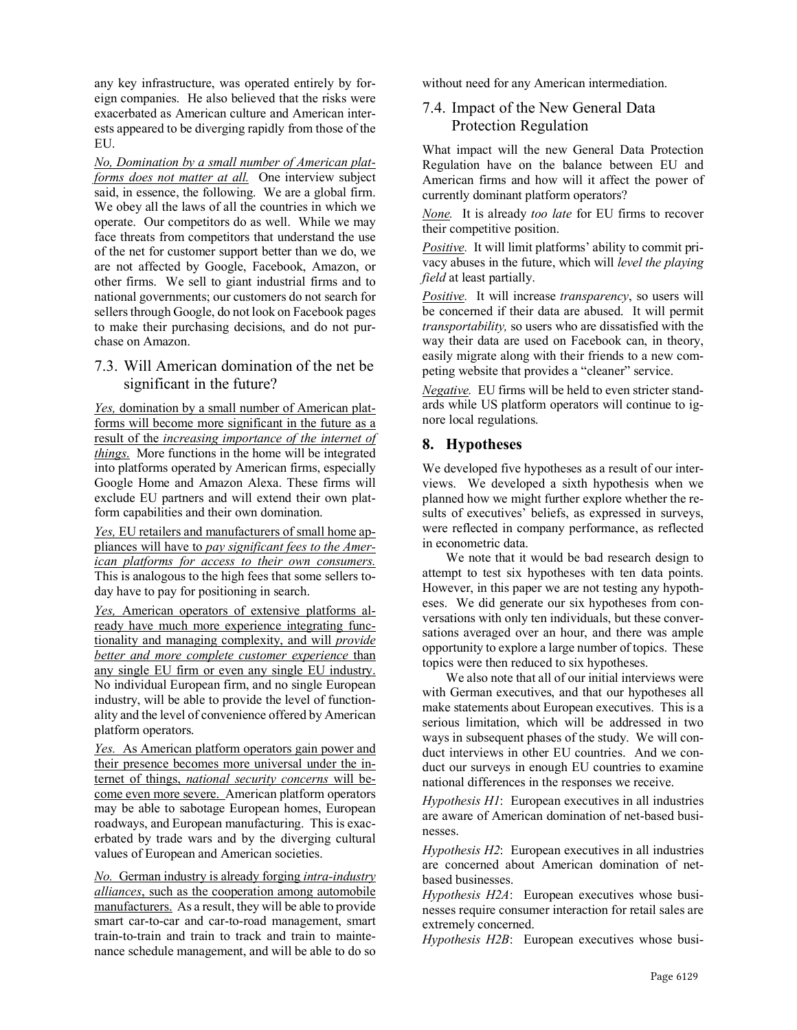any key infrastructure, was operated entirely by foreign companies. He also believed that the risks were exacerbated as American culture and American interests appeared to be diverging rapidly from those of the EU.

*No, Domination by a small number of American platforms does not matter at all.* One interview subject said, in essence, the following. We are a global firm. We obey all the laws of all the countries in which we operate. Our competitors do as well. While we may face threats from competitors that understand the use of the net for customer support better than we do, we are not affected by Google, Facebook, Amazon, or other firms. We sell to giant industrial firms and to national governments; our customers do not search for sellers through Google, do not look on Facebook pages to make their purchasing decisions, and do not purchase on Amazon.

## 7.3. Will American domination of the net be significant in the future?

*Yes,* domination by a small number of American platforms will become more significant in the future as a result of the *increasing importance of the internet of things.* More functions in the home will be integrated into platforms operated by American firms, especially Google Home and Amazon Alexa. These firms will exclude EU partners and will extend their own platform capabilities and their own domination.

*Yes,* EU retailers and manufacturers of small home appliances will have to *pay significant fees to the American platforms for access to their own consumers.* This is analogous to the high fees that some sellers today have to pay for positioning in search.

*Yes,* American operators of extensive platforms already have much more experience integrating functionality and managing complexity, and will *provide better and more complete customer experience* than any single EU firm or even any single EU industry. No individual European firm, and no single European industry, will be able to provide the level of functionality and the level of convenience offered by American platform operators.

*Yes.* As American platform operators gain power and their presence becomes more universal under the internet of things, *national security concerns* will become even more severe. American platform operators may be able to sabotage European homes, European roadways, and European manufacturing. This is exacerbated by trade wars and by the diverging cultural values of European and American societies.

*No.* German industry is already forging *intra-industry alliances*, such as the cooperation among automobile manufacturers. As a result, they will be able to provide smart car-to-car and car-to-road management, smart train-to-train and train to track and train to maintenance schedule management, and will be able to do so without need for any American intermediation.

## 7.4. Impact of the New General Data Protection Regulation

What impact will the new General Data Protection Regulation have on the balance between EU and American firms and how will it affect the power of currently dominant platform operators?

*None.* It is already *too late* for EU firms to recover their competitive position.

*Positive.* It will limit platforms' ability to commit privacy abuses in the future, which will *level the playing field* at least partially.

*Positive.* It will increase *transparency*, so users will be concerned if their data are abused. It will permit *transportability,* so users who are dissatisfied with the way their data are used on Facebook can, in theory, easily migrate along with their friends to a new competing website that provides a "cleaner" service.

*Negative.* EU firms will be held to even stricter standards while US platform operators will continue to ignore local regulations.

# 8. Hypotheses

We developed five hypotheses as a result of our interviews. We developed a sixth hypothesis when we planned how we might further explore whether the results of executives' beliefs, as expressed in surveys, were reflected in company performance, as reflected in econometric data.

We note that it would be bad research design to attempt to test six hypotheses with ten data points. However, in this paper we are not testing any hypotheses. We did generate our six hypotheses from conversations with only ten individuals, but these conversations averaged over an hour, and there was ample opportunity to explore a large number of topics. These topics were then reduced to six hypotheses.

We also note that all of our initial interviews were with German executives, and that our hypotheses all make statements about European executives. This is a serious limitation, which will be addressed in two ways in subsequent phases of the study. We will conduct interviews in other EU countries. And we conduct our surveys in enough EU countries to examine national differences in the responses we receive.

*Hypothesis H1*: European executives in all industries are aware of American domination of net-based businesses.

*Hypothesis H2*: European executives in all industries are concerned about American domination of net-based businesses.

*Hypothesis H2A*: European executives whose businesses require consumer interaction for retail sales are extremely concerned.

*Hypothesis H2B*: European executives whose busi-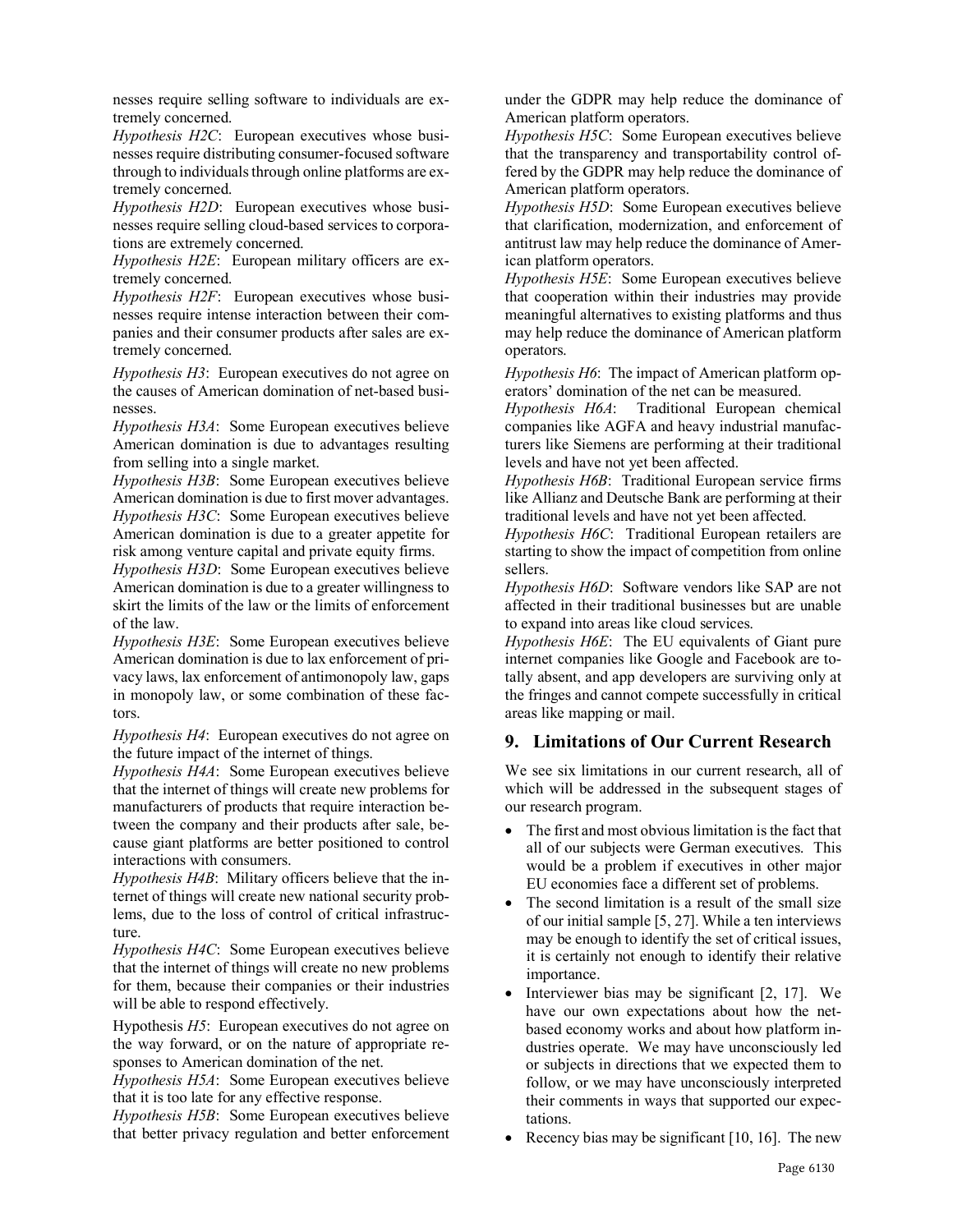nesses require selling software to individuals are extremely concerned.

*Hypothesis H2C*: European executives whose businesses require distributing consumer-focused software through to individuals through online platforms are extremely concerned.

*Hypothesis H2D*: European executives whose businesses require selling cloud-based services to corporations are extremely concerned.

*Hypothesis H2E*: European military officers are extremely concerned.

*Hypothesis H2F*: European executives whose businesses require intense interaction between their companies and their consumer products after sales are extremely concerned.

*Hypothesis H3*: European executives do not agree on the causes of American domination of net-based businesses.

*Hypothesis H3A*: Some European executives believe American domination is due to advantages resulting from selling into a single market.

*Hypothesis H3B*: Some European executives believe American domination is due to first mover advantages.

*Hypothesis H3C*: Some European executives believe American domination is due to a greater appetite for risk among venture capital and private equity firms.

*Hypothesis H3D*: Some European executives believe American domination is due to a greater willingness to skirt the limits of the law or the limits of enforcement of the law.

*Hypothesis H3E*: Some European executives believe American domination is due to lax enforcement of privacy laws, lax enforcement of antimonopoly law, gaps in monopoly law, or some combination of these factors.

*Hypothesis H4*: European executives do not agree on the future impact of the internet of things.

*Hypothesis H4A*: Some European executives believe that the internet of things will create new problems for manufacturers of products that require interaction between the company and their products after sale, because giant platforms are better positioned to control interactions with consumers.

*Hypothesis H4B*: Military officers believe that the internet of things will create new national security problems, due to the loss of control of critical infrastructure.

*Hypothesis H4C*: Some European executives believe that the internet of things will create no new problems for them, because their companies or their industries will be able to respond effectively.

Hypothesis *H5*: European executives do not agree on the way forward, or on the nature of appropriate responses to American domination of the net.

*Hypothesis H5A*: Some European executives believe that it is too late for any effective response.

*Hypothesis H5B*: Some European executives believe that better privacy regulation and better enforcement under the GDPR may help reduce the dominance of American platform operators.

*Hypothesis H5C*: Some European executives believe that the transparency and transportability control offered by the GDPR may help reduce the dominance of American platform operators.

*Hypothesis H5D*: Some European executives believe that clarification, modernization, and enforcement of antitrust law may help reduce the dominance of American platform operators.

*Hypothesis H5E*: Some European executives believe that cooperation within their industries may provide meaningful alternatives to existing platforms and thus may help reduce the dominance of American platform operators.

*Hypothesis H6*: The impact of American platform operators' domination of the net can be measured.

*Hypothesis H6A*: Traditional European chemical companies like AGFA and heavy industrial manufacturers like Siemens are performing at their traditional levels and have not yet been affected.

*Hypothesis H6B*: Traditional European service firms like Allianz and Deutsche Bank are performing at their traditional levels and have not yet been affected.

*Hypothesis H6C*: Traditional European retailers are starting to show the impact of competition from online sellers.

*Hypothesis H6D*: Software vendors like SAP are not affected in their traditional businesses but are unable to expand into areas like cloud services.

*Hypothesis H6E*: The EU equivalents of Giant pure internet companies like Google and Facebook are totally absent, and app developers are surviving only at the fringes and cannot compete successfully in critical areas like mapping or mail.

## 9. Limitations of Our Current Research

We see six limitations in our current research, all of which will be addressed in the subsequent stages of our research program.

- The first and most obvious limitation is the fact that all of our subjects were German executives. This would be a problem if executives in other major EU economies face a different set of problems.
- The second limitation is a result of the small size of our initial sample [5, 27]. While a ten interviews may be enough to identify the set of critical issues, it is certainly not enough to identify their relative importance.
- Interviewer bias may be significant [2, 17]. We have our own expectations about how the net-based economy works and about how platform industries operate. We may have unconsciously led or subjects in directions that we expected them to follow, or we may have unconsciously interpreted their comments in ways that supported our expectations.
- Recency bias may be significant [10, 16]. The new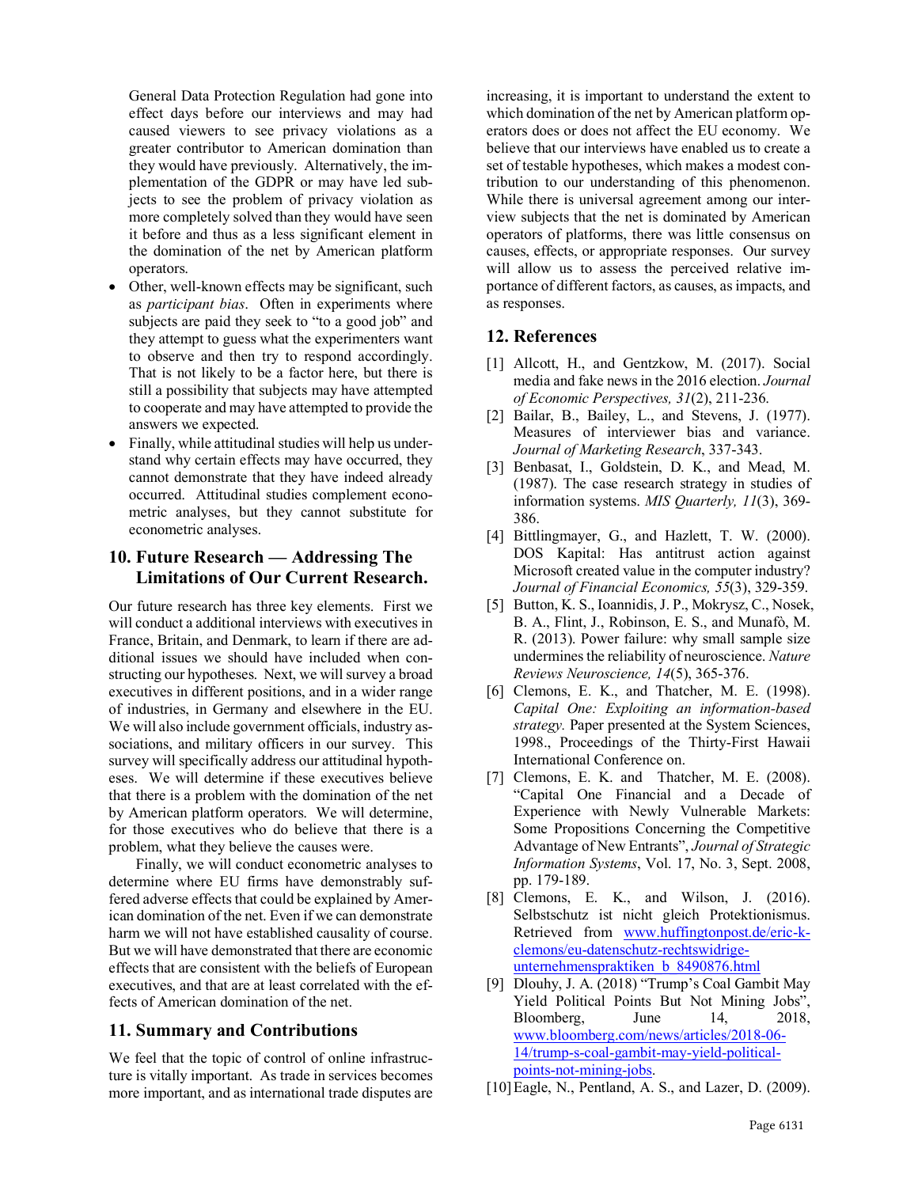General Data Protection Regulation had gone into effect days before our interviews and may had caused viewers to see privacy violations as a greater contributor to American domination than they would have previously. Alternatively, the implementation of the GDPR or may have led subjects to see the problem of privacy violation as more completely solved than they would have seen it before and thus as a less significant element in the domination of the net by American platform operators.

- Other, well-known effects may be significant, such as *participant bias*. Often in experiments where subjects are paid they seek to "to a good job" and they attempt to guess what the experimenters want to observe and then try to respond accordingly. That is not likely to be a factor here, but there is still a possibility that subjects may have attempted to cooperate and may have attempted to provide the answers we expected.
- Finally, while attitudinal studies will help us understand why certain effects may have occurred, they cannot demonstrate that they have indeed already occurred. Attitudinal studies complement econometric analyses, but they cannot substitute for econometric analyses.

## 10. Future Research — Addressing The Limitations of Our Current Research.

Our future research has three key elements. First we will conduct a additional interviews with executives in France, Britain, and Denmark, to learn if there are additional issues we should have included when constructing our hypotheses. Next, we will survey a broad executives in different positions, and in a wider range of industries, in Germany and elsewhere in the EU. We will also include government officials, industry associations, and military officers in our survey. This survey will specifically address our attitudinal hypotheses. We will determine if these executives believe that there is a problem with the domination of the net by American platform operators. We will determine, for those executives who do believe that there is a problem, what they believe the causes were.

Finally, we will conduct econometric analyses to determine where EU firms have demonstrably suffered adverse effects that could be explained by American domination of the net. Even if we can demonstrate harm we will not have established causality of course. But we will have demonstrated that there are economic effects that are consistent with the beliefs of European executives, and that are at least correlated with the effects of American domination of the net.

## 11. Summary and Contributions

We feel that the topic of control of online infrastructure is vitally important. As trade in services becomes more important, and as international trade disputes are increasing, it is important to understand the extent to which domination of the net by American platform operators does or does not affect the EU economy. We believe that our interviews have enabled us to create a set of testable hypotheses, which makes a modest contribution to our understanding of this phenomenon. While there is universal agreement among our interview subjects that the net is dominated by American operators of platforms, there was little consensus on causes, effects, or appropriate responses. Our survey will allow us to assess the perceived relative importance of different factors, as causes, as impacts, and as responses.

## 12. References

[1] Allcott, H., and Gentzkow, M. (2017). Social media and fake news in the 2016 election. *Journal of Economic Perspectives, 31*(2), 211-236.

[2] Bailar, B., Bailey, L., and Stevens, J. (1977). Measures of interviewer bias and variance. *Journal of Marketing Research*, 337-343.

[3] Benbasat, I., Goldstein, D. K., and Mead, M. (1987). The case research strategy in studies of information systems. *MIS Quarterly, 11*(3), 369-386.

[4] Bittlingmayer, G., and Hazlett, T. W. (2000). DOS Kapital: Has antitrust action against Microsoft created value in the computer industry? *Journal of Financial Economics, 55*(3), 329-359.

[5] Button, K. S., Ioannidis, J. P., Mokrysz, C., Nosek, B. A., Flint, J., Robinson, E. S., and Munafò, M. R. (2013). Power failure: why small sample size undermines the reliability of neuroscience. *Nature Reviews Neuroscience, 14*(5), 365-376.

[6] Clemons, E. K., and Thatcher, M. E. (1998). *Capital One: Exploiting an information-based strategy.* Paper presented at the System Sciences, 1998., Proceedings of the Thirty-First Hawaii International Conference on.

[7] Clemons, E. K. and Thatcher, M. E. (2008). "Capital One Financial and a Decade of Experience with Newly Vulnerable Markets: Some Propositions Concerning the Competitive Advantage of New Entrants", *Journal of Strategic Information Systems*, Vol. 17, No. 3, Sept. 2008, pp. 179-189.

[8] Clemons, E. K., and Wilson, J. (2016). Selbstschutz ist nicht gleich Protektionismus. Retrieved from www.huffingtonpost.de/eric-k-clemons/eu-datenschutz-rechtswidrige-unternehmenspraktiken_b_8490876.html

[9] Dlouhy, J. A. (2018) "Trump's Coal Gambit May Yield Political Points But Not Mining Jobs", Bloomberg, June 14, 2018, www.bloomberg.com/news/articles/2018-06-14/trump-s-coal-gambit-may-yield-political-points-not-mining-jobs.

[10] Eagle, N., Pentland, A. S., and Lazer, D. (2009).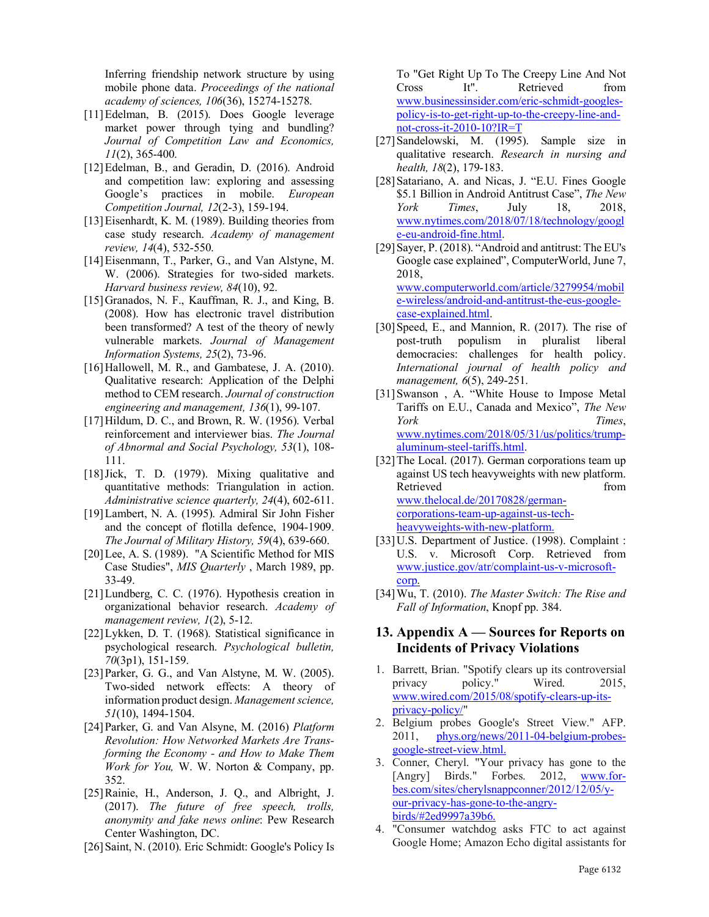Inferring friendship network structure by using mobile phone data. *Proceedings of the national academy of sciences, 106*(36), 15274-15278.

[11] Edelman, B. (2015). Does Google leverage market power through tying and bundling? *Journal of Competition Law and Economics, 11*(2), 365-400.

[12] Edelman, B., and Geradin, D. (2016). Android and competition law: exploring and assessing Google's practices in mobile. *European Competition Journal, 12*(2-3), 159-194.

[13] Eisenhardt, K. M. (1989). Building theories from case study research. *Academy of management review, 14*(4), 532-550.

[14] Eisenmann, T., Parker, G., and Van Alstyne, M. W. (2006). Strategies for two-sided markets. *Harvard business review, 84*(10), 92.

[15] Granados, N. F., Kauffman, R. J., and King, B. (2008). How has electronic travel distribution been transformed? A test of the theory of newly vulnerable markets. *Journal of Management Information Systems, 25*(2), 73-96.

[16] Hallowell, M. R., and Gambatese, J. A. (2010). Qualitative research: Application of the Delphi method to CEM research. *Journal of construction engineering and management, 136*(1), 99-107.

[17] Hildum, D. C., and Brown, R. W. (1956). Verbal reinforcement and interviewer bias. *The Journal of Abnormal and Social Psychology, 53*(1), 108-111.

[18] Jick, T. D. (1979). Mixing qualitative and quantitative methods: Triangulation in action. *Administrative science quarterly, 24*(4), 602-611.

[19] Lambert, N. A. (1995). Admiral Sir John Fisher and the concept of flotilla defence, 1904-1909. *The Journal of Military History, 59*(4), 639-660.

[20] Lee, A. S. (1989). "A Scientific Method for MIS Case Studies", *MIS Quarterly* , March 1989, pp. 33-49.

[21] Lundberg, C. C. (1976). Hypothesis creation in organizational behavior research. *Academy of management review, 1*(2), 5-12.

[22] Lykken, D. T. (1968). Statistical significance in psychological research. *Psychological bulletin, 70*(3p1), 151-159.

[23] Parker, G. G., and Van Alstyne, M. W. (2005). Two-sided network effects: A theory of information product design. *Management science, 51*(10), 1494-1504.

[24] Parker, G. and Van Alsyne, M. (2016) *Platform Revolution: How Networked Markets Are Transforming the Economy - and How to Make Them Work for You,* W. W. Norton & Company, pp. 352.

[25] Rainie, H., Anderson, J. Q., and Albright, J. (2017). *The future of free speech, trolls, anonymity and fake news online*: Pew Research Center Washington, DC.

[26] Saint, N. (2010). Eric Schmidt: Google's Policy Is To "Get Right Up To The Creepy Line And Not Cross It". Retrieved from www.businessinsider.com/eric-schmidt-googles-policy-is-to-get-right-up-to-the-creepy-line-and-not-cross-it-2010-10?IR=T

[27] Sandelowski, M. (1995). Sample size in qualitative research. *Research in nursing and health, 18*(2), 179-183.

[28] Satariano, A. and Nicas, J. "E.U. Fines Google $5.1 Billion in Android Antitrust Case", *The New York Times*, July 18, 2018, www.nytimes.com/2018/07/18/technology/google-eu-android-fine.html.

[29] Sayer, P. (2018). "Android and antitrust: The EU's Google case explained", ComputerWorld, June 7, 2018, www.computerworld.com/article/3279954/mobile-wireless/android-and-antitrust-the-eus-google-case-explained.html.

[30] Speed, E., and Mannion, R. (2017). The rise of post-truth populism in pluralist liberal democracies: challenges for health policy. *International journal of health policy and management, 6*(5), 249-251.

[31] Swanson , A. "White House to Impose Metal Tariffs on E.U., Canada and Mexico", *The New York Times*, www.nytimes.com/2018/05/31/us/politics/trump-aluminum-steel-tariffs.html.

[32] The Local. (2017). German corporations team up against US tech heavyweights with new platform. Retrieved from www.thelocal.de/20170828/german-corporations-team-up-against-us-tech-heavyweights-with-new-platform.

[33] U.S. Department of Justice. (1998). Complaint : U.S. v. Microsoft Corp. Retrieved from www.justice.gov/atr/complaint-us-v-microsoft-corp.

[34] Wu, T. (2010). *The Master Switch: The Rise and Fall of Information*, Knopf pp. 384.

## 13. Appendix A — Sources for Reports on Incidents of Privacy Violations

1. Barrett, Brian. "Spotify clears up its controversial privacy policy." Wired. 2015, www.wired.com/2015/08/spotify-clears-up-its-privacy-policy/"
2. Belgium probes Google's Street View." AFP. 2011, phys.org/news/2011-04-belgium-probes-google-street-view.html.
3. Conner, Cheryl. "Your privacy has gone to the [Angry] Birds." Forbes. 2012, www.forbes.com/sites/cherylsnappconner/2012/12/05/your-privacy-has-gone-to-the-angry-birds/#2ed9997a39b6.
4. "Consumer watchdog asks FTC to act against Google Home; Amazon Echo digital assistants for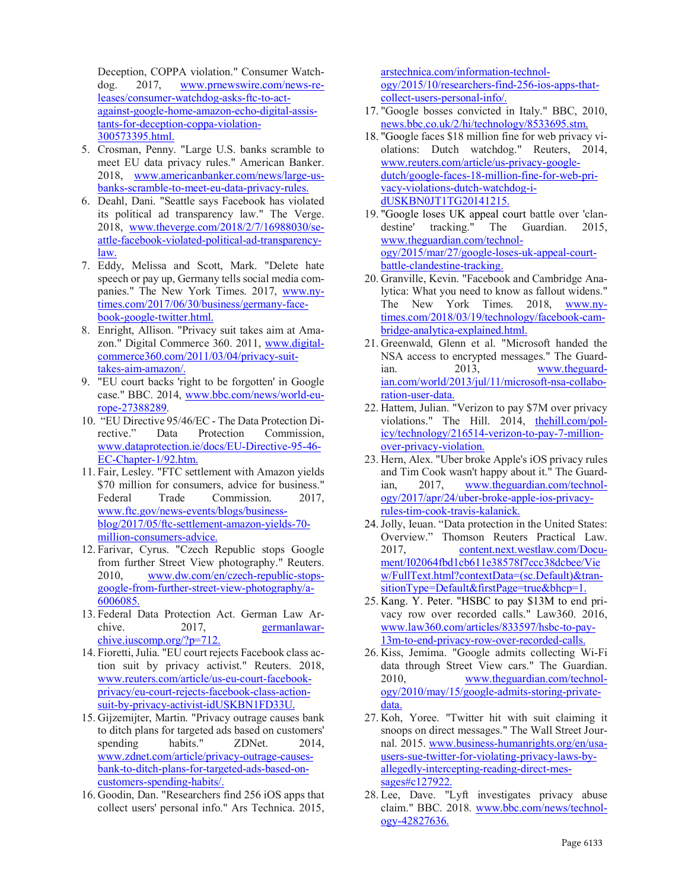Deception, COPPA violation." Consumer Watchdog. 2017, www.prnewswire.com/news-releases/consumer-watchdog-asks-ftc-to-act-against-google-home-amazon-echo-digital-assistants-for-deception-coppa-violation-300573395.html.

5. Crosman, Penny. "Large U.S. banks scramble to meet EU data privacy rules." American Banker. 2018, www.americanbanker.com/news/large-us-banks-scramble-to-meet-eu-data-privacy-rules.
6. Deahl, Dani. "Seattle says Facebook has violated its political ad transparency law." The Verge. 2018, www.theverge.com/2018/2/7/16988030/seattle-facebook-violated-political-ad-transparency-law.
7. Eddy, Melissa and Scott, Mark. "Delete hate speech or pay up, Germany tells social media companies." The New York Times. 2017, www.nytimes.com/2017/06/30/business/germany-facebook-google-twitter.html.
8. Enright, Allison. "Privacy suit takes aim at Amazon." Digital Commerce 360. 2011, www.digitalcommerce360.com/2011/03/04/privacy-suit-takes-aim-amazon/.
9. "EU court backs 'right to be forgotten' in Google case." BBC. 2014, www.bbc.com/news/world-europe-27388289.
10. "EU Directive 95/46/EC - The Data Protection Directive." Data Protection Commission, www.dataprotection.ie/docs/EU-Directive-95-46-EC-Chapter-1/92.htm.
11. Fair, Lesley. "FTC settlement with Amazon yields $70 million for consumers, advice for business." Federal Trade Commission. 2017, www.ftc.gov/news-events/blogs/business-blog/2017/05/ftc-settlement-amazon-yields-70-million-consumers-advice.
12. Farivar, Cyrus. "Czech Republic stops Google from further Street View photography." Reuters. 2010, www.dw.com/en/czech-republic-stops-google-from-further-street-view-photography/a-6006085.
13. Federal Data Protection Act. German Law Archive. 2017, germanlawarchive.iuscomp.org/?p=712.
14. Fioretti, Julia. "EU court rejects Facebook class action suit by privacy activist." Reuters. 2018, www.reuters.com/article/us-eu-court-facebook-privacy/eu-court-rejects-facebook-class-action-suit-by-privacy-activist-idUSKBN1FD33U.
15. Gijzemijter, Martin. "Privacy outrage causes bank to ditch plans for targeted ads based on customers' spending habits." ZDNet. 2014, www.zdnet.com/article/privacy-outrage-causes-bank-to-ditch-plans-for-targeted-ads-based-on-customers-spending-habits/.
16. Goodin, Dan. "Researchers find 256 iOS apps that collect users' personal info." Ars Technica. 2015, arstechnica.com/information-technology/2015/10/researchers-find-256-ios-apps-that-collect-users-personal-info/.
17. "Google bosses convicted in Italy." BBC, 2010, news.bbc.co.uk/2/hi/technology/8533695.stm.
18. "Google faces $18 million fine for web privacy violations: Dutch watchdog." Reuters, 2014, www.reuters.com/article/us-privacy-google-dutch/google-faces-18-million-fine-for-web-privacy-violations-dutch-watchdog-i-dUSKBN0JT1TG20141215.
19. "Google loses UK appeal court battle over 'clandestine' tracking." The Guardian. 2015, www.theguardian.com/technology/2015/mar/27/google-loses-uk-appeal-court-battle-clandestine-tracking.
20. Granville, Kevin. "Facebook and Cambridge Analytica: What you need to know as fallout widens." The New York Times. 2018, www.nytimes.com/2018/03/19/technology/facebook-cambridge-analytica-explained.html.
21. Greenwald, Glenn et al. "Microsoft handed the NSA access to encrypted messages." The Guardian. 2013, www.theguardian.com/world/2013/jul/11/microsoft-nsa-collaboration-user-data.
22. Hattem, Julian. "Verizon to pay $7M over privacy violations." The Hill. 2014, thehill.com/policy/technology/216514-verizon-to-pay-7-million-over-privacy-violation.
23. Hern, Alex. "Uber broke Apple's iOS privacy rules and Tim Cook wasn't happy about it." The Guardian, 2017, www.theguardian.com/technology/2017/apr/24/uber-broke-apple-ios-privacy-rules-tim-cook-travis-kalanick.
24. Jolly, Ieuan. "Data protection in the United States: Overview." Thomson Reuters Practical Law. 2017, content.next.westlaw.com/Document/I02064fbd1cb611e38578f7ccc38dcbee/View/FullText.html?contextData=(sc.Default)&transitionType=Default&firstPage=true&bhcp=1.
25. Kang. Y. Peter. "HSBC to pay $13M to end privacy row over recorded calls." Law360. 2016, www.law360.com/articles/833597/hsbc-to-pay-13m-to-end-privacy-row-over-recorded-calls.
26. Kiss, Jemima. "Google admits collecting Wi-Fi data through Street View cars." The Guardian. 2010, www.theguardian.com/technology/2010/may/15/google-admits-storing-private-data.
27. Koh, Yoree. "Twitter hit with suit claiming it snoops on direct messages." The Wall Street Journal. 2015. www.business-humanrights.org/en/usa-users-sue-twitter-for-violating-privacy-laws-by-allegedly-intercepting-reading-direct-messages#c127922.
28. Lee, Dave. "Lyft investigates privacy abuse claim." BBC. 2018. www.bbc.com/news/technology-42827636.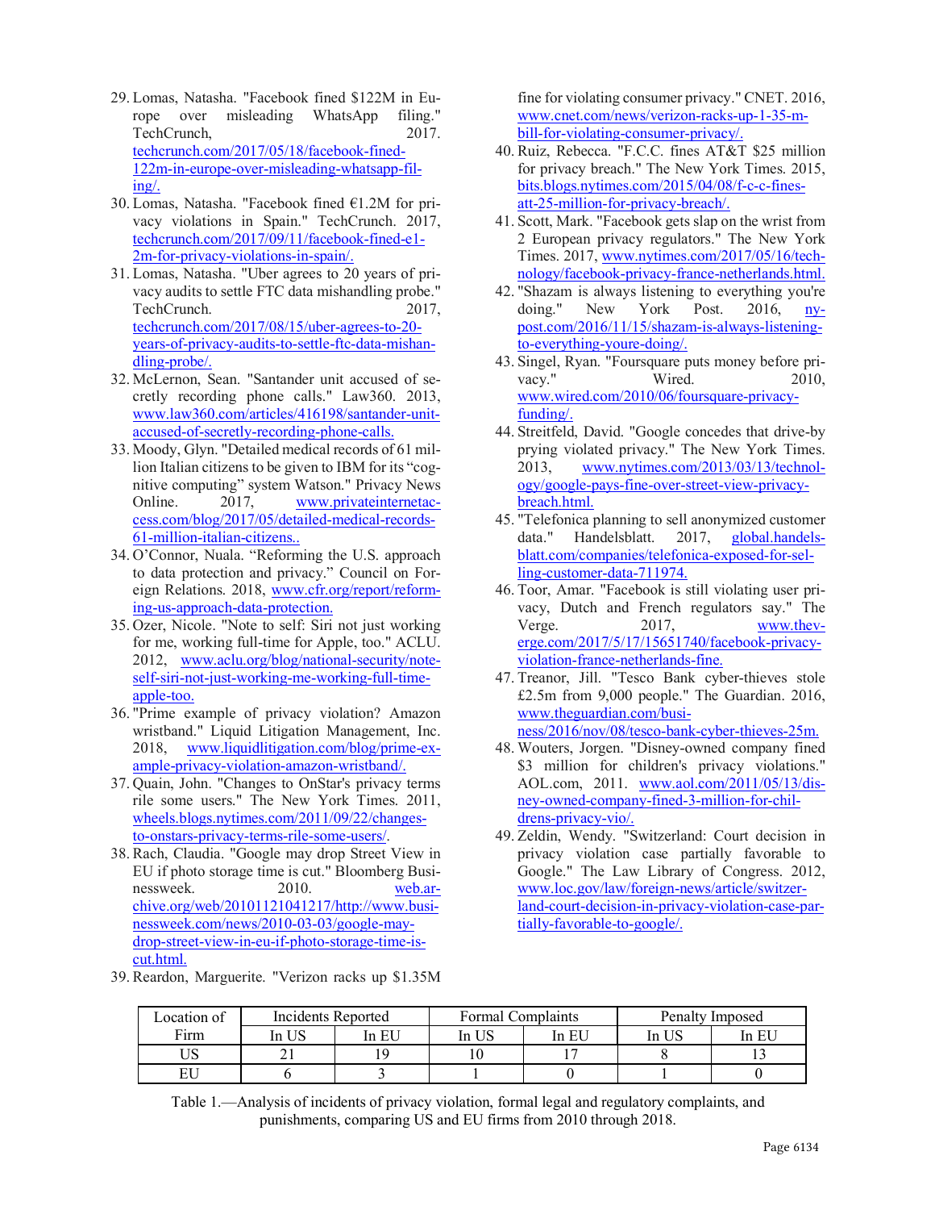29. Lomas, Natasha. "Facebook fined $122M in Europe over misleading WhatsApp filing." TechCrunch, 2017. techcrunch.com/2017/05/18/facebook-fined-122m-in-europe-over-misleading-whatsapp-filing/.
30. Lomas, Natasha. "Facebook fined €1.2M for privacy violations in Spain." TechCrunch. 2017, techcrunch.com/2017/09/11/facebook-fined-e1-2m-for-privacy-violations-in-spain/.
31. Lomas, Natasha. "Uber agrees to 20 years of privacy audits to settle FTC data mishandling probe." TechCrunch. 2017, techcrunch.com/2017/08/15/uber-agrees-to-20-years-of-privacy-audits-to-settle-ftc-data-mishandling-probe/.
32. McLernon, Sean. "Santander unit accused of secretly recording phone calls." Law360. 2013, www.law360.com/articles/416198/santander-unit-accused-of-secretly-recording-phone-calls.
33. Moody, Glyn. "Detailed medical records of 61 million Italian citizens to be given to IBM for its "cognitive computing" system Watson." Privacy News Online. 2017, www.privateinternetaccess.com/blog/2017/05/detailed-medical-records-61-million-italian-citizens..
34. O'Connor, Nuala. "Reforming the U.S. approach to data protection and privacy." Council on Foreign Relations. 2018, www.cfr.org/report/reforming-us-approach-data-protection.
35. Ozer, Nicole. "Note to self: Siri not just working for me, working full-time for Apple, too." ACLU. 2012, www.aclu.org/blog/national-security/note-self-siri-not-just-working-me-working-full-time-apple-too.
36. "Prime example of privacy violation? Amazon wristband." Liquid Litigation Management, Inc. 2018, www.liquidlitigation.com/blog/prime-example-privacy-violation-amazon-wristband/.
37. Quain, John. "Changes to OnStar's privacy terms rile some users." The New York Times. 2011, wheels.blogs.nytimes.com/2011/09/22/changes-to-onstars-privacy-terms-rile-some-users/.
38. Rach, Claudia. "Google may drop Street View in EU if photo storage time is cut." Bloomberg Businessweek. 2010. web.archive.org/web/20101121041217/http://www.businessweek.com/news/2010-03-03/google-may-drop-street-view-in-eu-if-photo-storage-time-is-cut.html.
39. Reardon, Marguerite. "Verizon racks up $1.35M fine for violating consumer privacy." CNET. 2016, www.cnet.com/news/verizon-racks-up-1-35-m-bill-for-violating-consumer-privacy/.
40. Ruiz, Rebecca. "F.C.C. fines AT&T $25 million for privacy breach." The New York Times. 2015, bits.blogs.nytimes.com/2015/04/08/f-c-c-fines-att-25-million-for-privacy-breach/.
41. Scott, Mark. "Facebook gets slap on the wrist from 2 European privacy regulators." The New York Times. 2017, www.nytimes.com/2017/05/16/technology/facebook-privacy-france-netherlands.html.
42. "Shazam is always listening to everything you're doing." New York Post. 2016, nypost.com/2016/11/15/shazam-is-always-listening-to-everything-youre-doing/.
43. Singel, Ryan. "Foursquare puts money before privacy." Wired. 2010, www.wired.com/2010/06/foursquare-privacy-funding/.
44. Streitfeld, David. "Google concedes that drive-by prying violated privacy." The New York Times. 2013, www.nytimes.com/2013/03/13/technology/google-pays-fine-over-street-view-privacy-breach.html.
45. "Telefonica planning to sell anonymized customer data." Handelsblatt. 2017, global.handelsblatt.com/companies/telefonica-exposed-for-selling-customer-data-711974.
46. Toor, Amar. "Facebook is still violating user privacy, Dutch and French regulators say." The Verge. 2017, www.theverge.com/2017/5/17/15651740/facebook-privacy-violation-france-netherlands-fine.
47. Treanor, Jill. "Tesco Bank cyber-thieves stole £2.5m from 9,000 people." The Guardian. 2016, www.theguardian.com/business/2016/nov/08/tesco-bank-cyber-thieves-25m.
48. Wouters, Jorgen. "Disney-owned company fined $3 million for children's privacy violations." AOL.com, 2011. www.aol.com/2011/05/13/disney-owned-company-fined-3-million-for-childrens-privacy-vio/.
49. Zeldin, Wendy. "Switzerland: Court decision in privacy violation case partially favorable to Google." The Law Library of Congress. 2012, www.loc.gov/law/foreign-news/article/switzerland-court-decision-in-privacy-violation-case-partially-favorable-to-google/.

| Location of Firm | Incidents Reported | | Formal Complaints | | Penalty Imposed | |
|---|---|---|---|---|---|---|
| | In US | In EU | In US | In EU | In US | In EU |
| US | 21 | 19 | 10 | 17 | 8 | 13 |
| EU | 6 | 3 | 1 | 0 | 1 | 0 |

Table 1.—Analysis of incidents of privacy violation, formal legal and regulatory complaints, and punishments, comparing US and EU firms from 2010 through 2018.